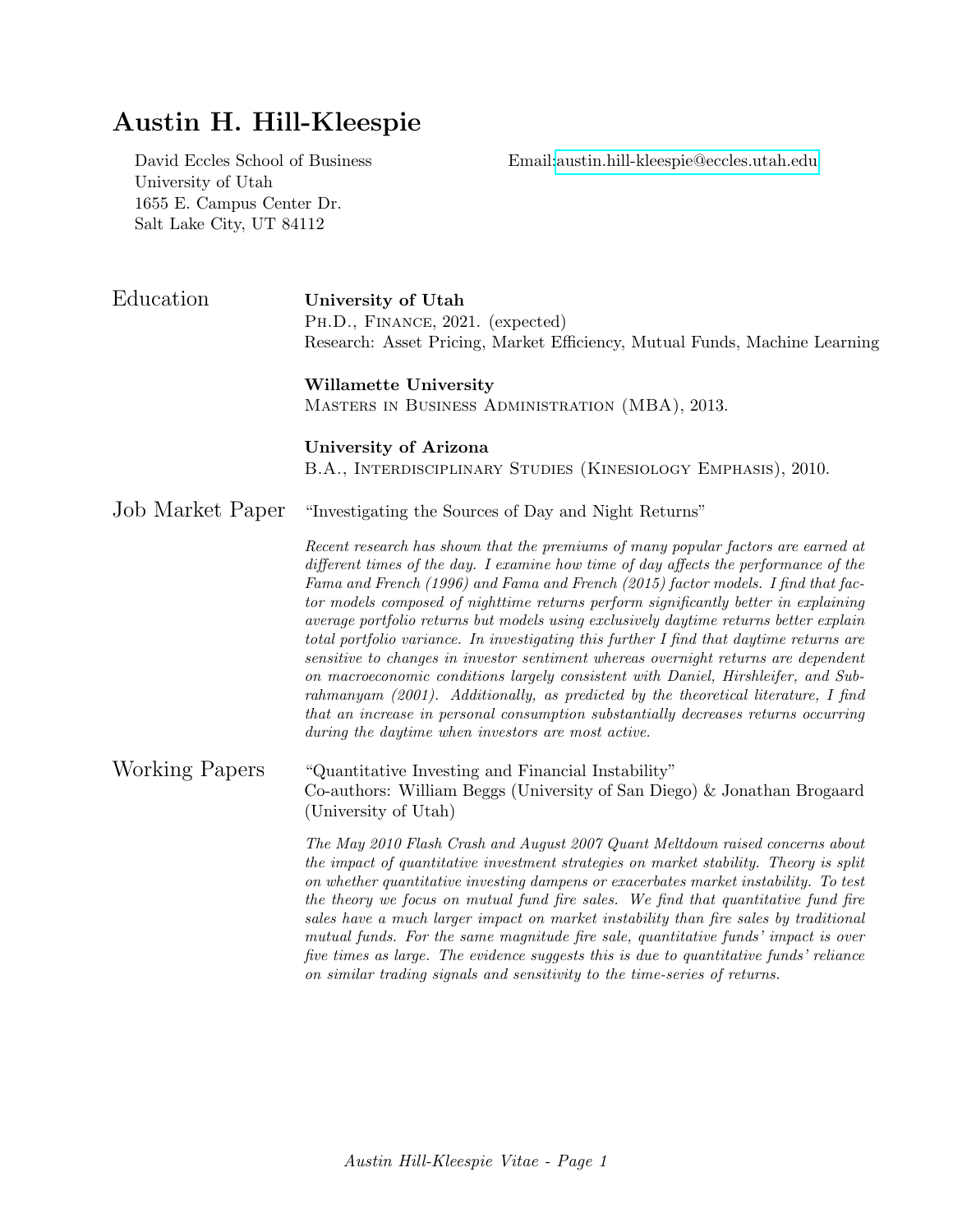# Austin H. Hill-Kleespie

David Eccles School of Business
University of Utah
1655 E. Campus Center Dr.
Salt Lake City, UT 84112

Email: austin.hill-kleespie@eccles.utah.edu

## Education

**University of Utah**
Ph.D., Finance, 2021. (expected)
Research: Asset Pricing, Market Efficiency, Mutual Funds, Machine Learning

**Willamette University**
Masters in Business Administration (MBA), 2013.

**University of Arizona**
B.A., Interdisciplinary Studies (Kinesiology Emphasis), 2010.

## Job Market Paper

"Investigating the Sources of Day and Night Returns"

*Recent research has shown that the premiums of many popular factors are earned at different times of the day. I examine how time of day affects the performance of the Fama and French (1996) and Fama and French (2015) factor models. I find that factor models composed of nighttime returns perform significantly better in explaining average portfolio returns but models using exclusively daytime returns better explain total portfolio variance. In investigating this further I find that daytime returns are sensitive to changes in investor sentiment whereas overnight returns are dependent on macroeconomic conditions largely consistent with Daniel, Hirshleifer, and Subrahmanyam (2001). Additionally, as predicted by the theoretical literature, I find that an increase in personal consumption substantially decreases returns occurring during the daytime when investors are most active.*

## Working Papers

"Quantitative Investing and Financial Instability"
Co-authors: William Beggs (University of San Diego) & Jonathan Brogaard (University of Utah)

*The May 2010 Flash Crash and August 2007 Quant Meltdown raised concerns about the impact of quantitative investment strategies on market stability. Theory is split on whether quantitative investing dampens or exacerbates market instability. To test the theory we focus on mutual fund fire sales. We find that quantitative fund fire sales have a much larger impact on market instability than fire sales by traditional mutual funds. For the same magnitude fire sale, quantitative funds' impact is over five times as large. The evidence suggests this is due to quantitative funds' reliance on similar trading signals and sensitivity to the time-series of returns.*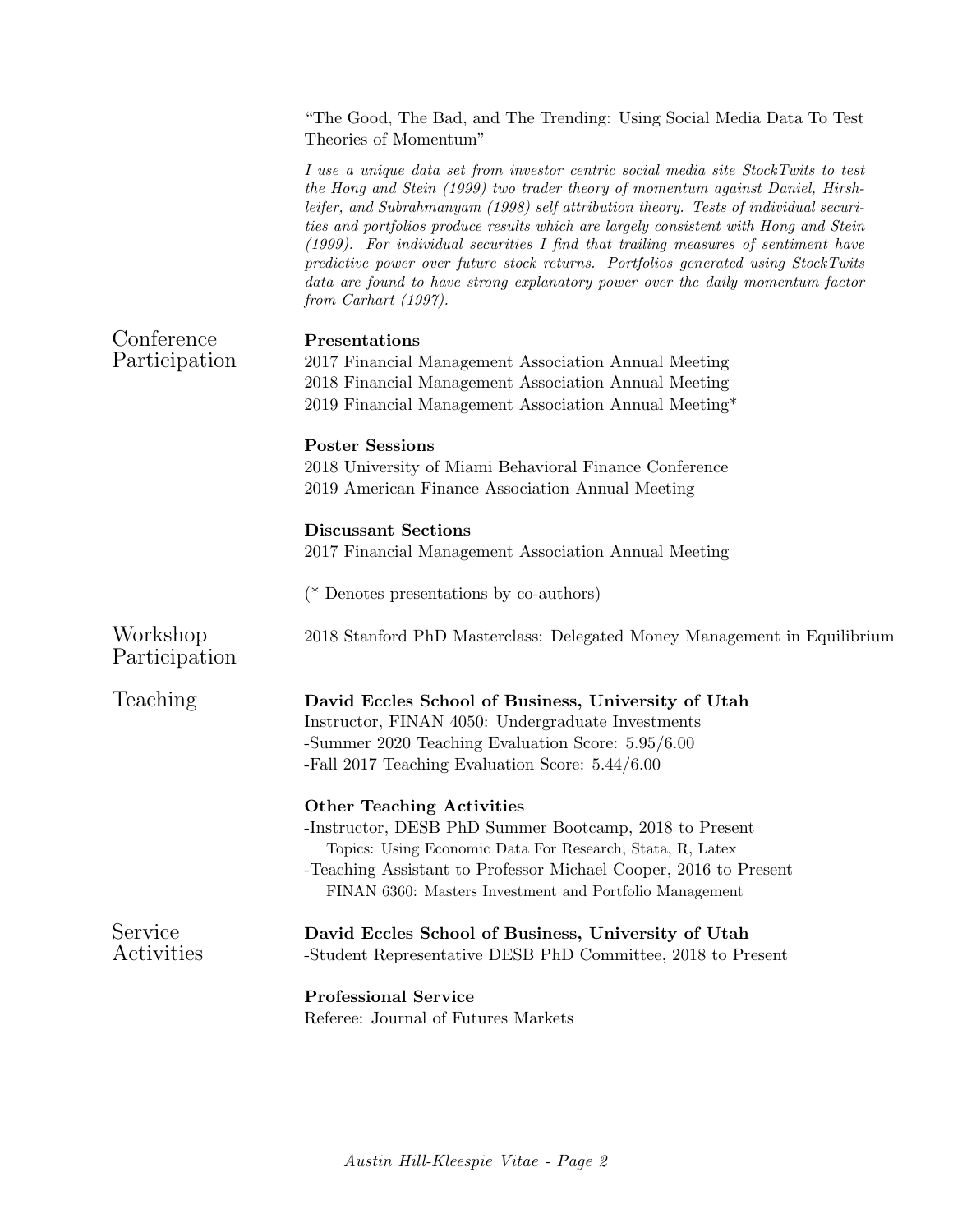"The Good, The Bad, and The Trending: Using Social Media Data To Test Theories of Momentum"

*I use a unique data set from investor centric social media site StockTwits to test the Hong and Stein (1999) two trader theory of momentum against Daniel, Hirshleifer, and Subrahmanyam (1998) self attribution theory. Tests of individual securities and portfolios produce results which are largely consistent with Hong and Stein (1999). For individual securities I find that trailing measures of sentiment have predictive power over future stock returns. Portfolios generated using StockTwits data are found to have strong explanatory power over the daily momentum factor from Carhart (1997).*

## Conference Participation

**Presentations**

2017 Financial Management Association Annual Meeting
2018 Financial Management Association Annual Meeting
2019 Financial Management Association Annual Meeting*

**Poster Sessions**

2018 University of Miami Behavioral Finance Conference
2019 American Finance Association Annual Meeting

**Discussant Sections**

2017 Financial Management Association Annual Meeting

(* Denotes presentations by co-authors)

## Workshop Participation

2018 Stanford PhD Masterclass: Delegated Money Management in Equilibrium

## Teaching

**David Eccles School of Business, University of Utah**

Instructor, FINAN 4050: Undergraduate Investments
-Summer 2020 Teaching Evaluation Score: 5.95/6.00
-Fall 2017 Teaching Evaluation Score: 5.44/6.00

**Other Teaching Activities**

-Instructor, DESB PhD Summer Bootcamp, 2018 to Present
  Topics: Using Economic Data For Research, Stata, R, Latex
-Teaching Assistant to Professor Michael Cooper, 2016 to Present
  FINAN 6360: Masters Investment and Portfolio Management

## Service Activities

**David Eccles School of Business, University of Utah**

-Student Representative DESB PhD Committee, 2018 to Present

**Professional Service**

Referee: Journal of Futures Markets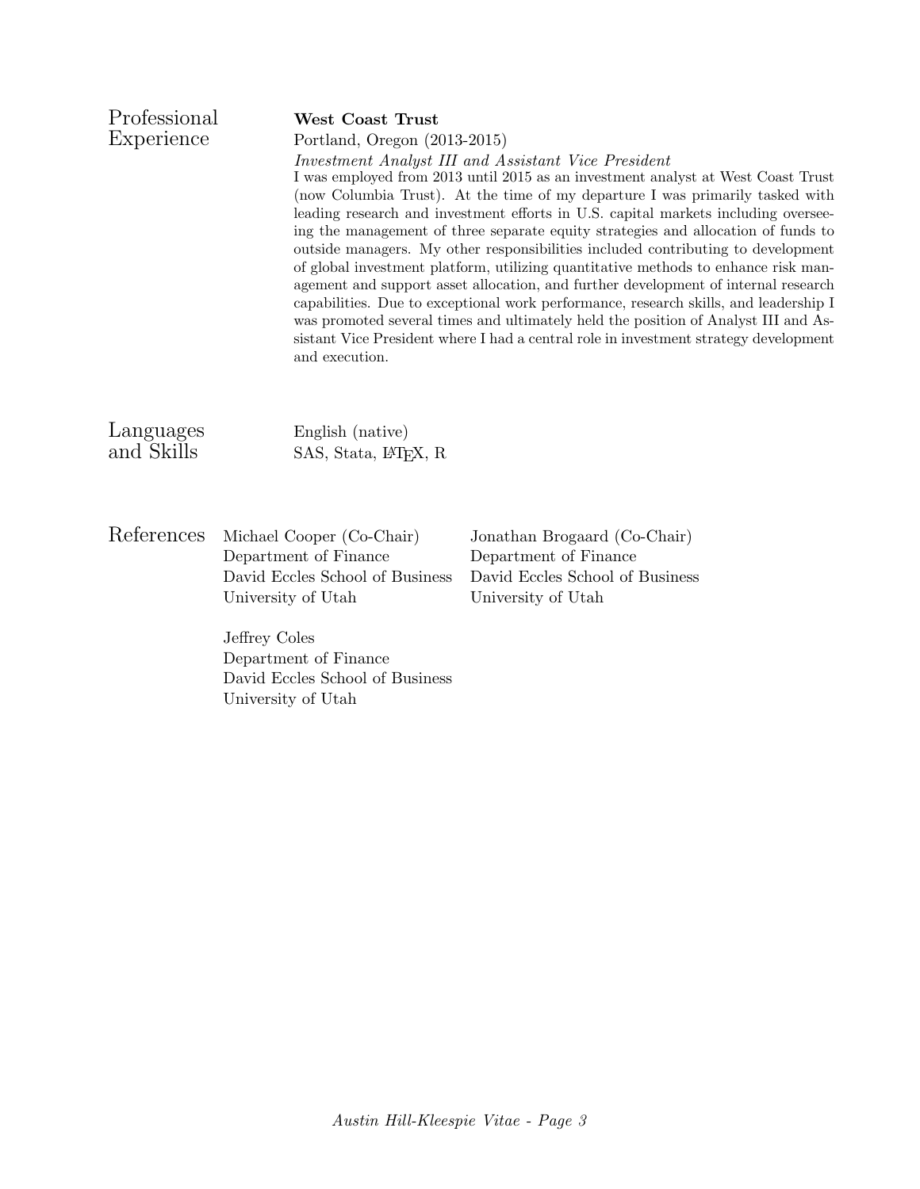## Professional Experience

**West Coast Trust**
Portland, Oregon (2013-2015)
*Investment Analyst III and Assistant Vice President*
I was employed from 2013 until 2015 as an investment analyst at West Coast Trust (now Columbia Trust). At the time of my departure I was primarily tasked with leading research and investment efforts in U.S. capital markets including overseeing the management of three separate equity strategies and allocation of funds to outside managers. My other responsibilities included contributing to development of global investment platform, utilizing quantitative methods to enhance risk management and support asset allocation, and further development of internal research capabilities. Due to exceptional work performance, research skills, and leadership I was promoted several times and ultimately held the position of Analyst III and Assistant Vice President where I had a central role in investment strategy development and execution.

## Languages and Skills

English (native)
SAS, Stata, LaTeX, R

## References

Michael Cooper (Co-Chair)
Department of Finance
David Eccles School of Business
University of Utah

Jonathan Brogaard (Co-Chair)
Department of Finance
David Eccles School of Business
University of Utah

Jeffrey Coles
Department of Finance
David Eccles School of Business
University of Utah